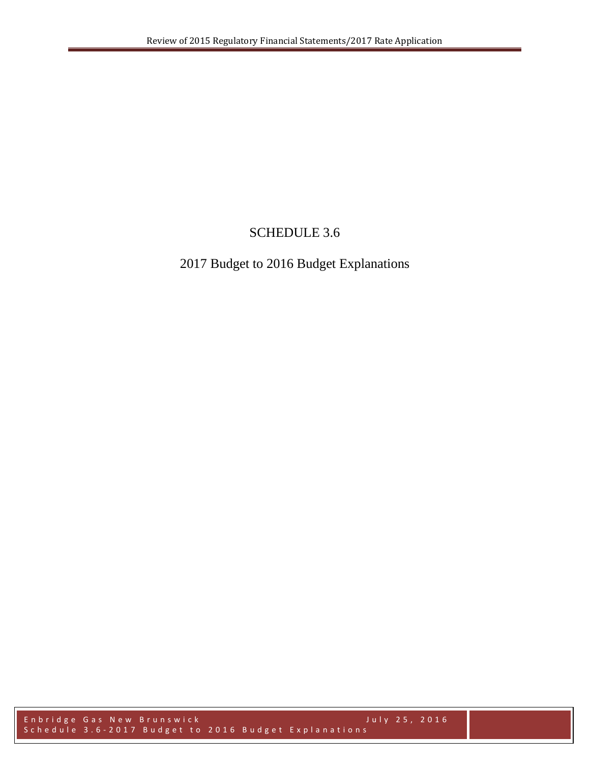# SCHEDULE 3.6

## 2017 Budget to 2016 Budget Explanations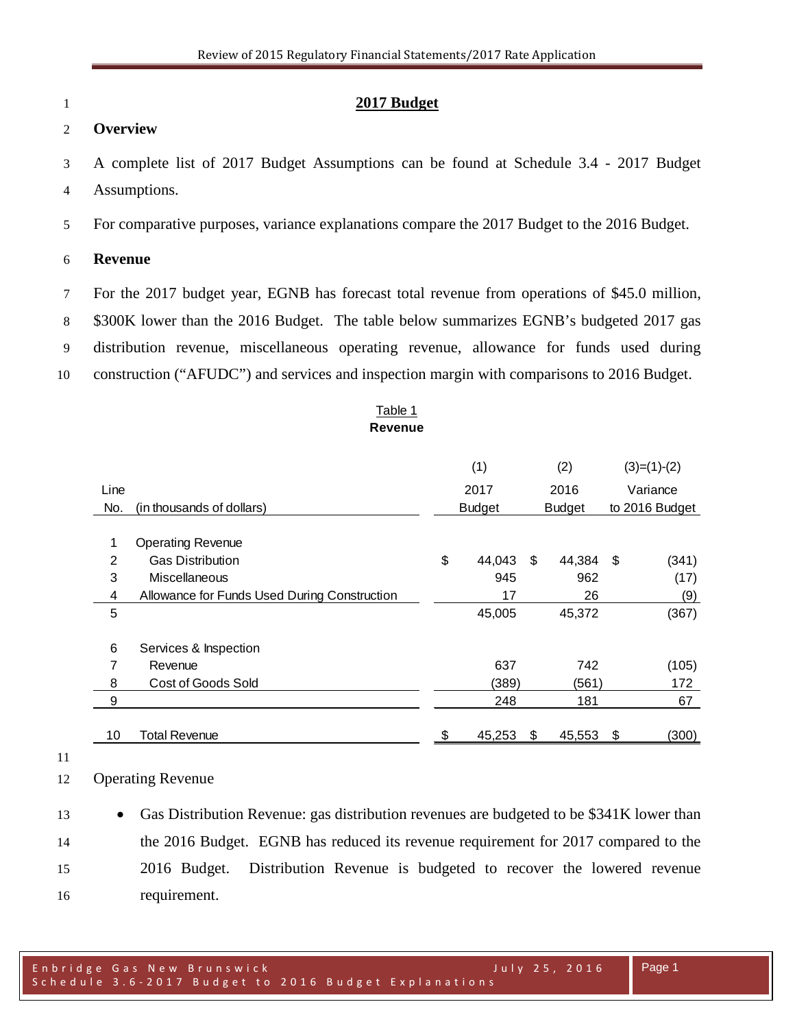# 2017 Budget

## Overview

A complete list of 2017 Budget Assumptions can be found at Schedule 3.4 - 2017 Budget Assumptions.

For comparative purposes, variance explanations compare the 2017 Budget to the 2016 Budget.

## Revenue

For the 2017 budget year, EGNB has forecast total revenue from operations of $45.0 million, $300K lower than the 2016 Budget. The table below summarizes EGNB's budgeted 2017 gas distribution revenue, miscellaneous operating revenue, allowance for funds used during construction ("AFUDC") and services and inspection margin with comparisons to 2016 Budget.

Table 1
**Revenue**

| Line No. | (in thousands of dollars) | (1) 2017 Budget | (2) 2016 Budget | (3)=(1)-(2) Variance to 2016 Budget |
|---|---|---|---|---|
| 1 | Operating Revenue | | | |
| 2 | Gas Distribution | $ 44,043 | $ 44,384 | $ (341) |
| 3 | Miscellaneous | 945 | 962 | (17) |
| 4 | Allowance for Funds Used During Construction | 17 | 26 | (9) |
| 5 | | 45,005 | 45,372 | (367) |
| 6 | Services & Inspection | | | |
| 7 | Revenue | 637 | 742 | (105) |
| 8 | Cost of Goods Sold | (389) | (561) | 172 |
| 9 | | 248 | 181 | 67 |
| 10 | Total Revenue | $ 45,253 | $ 45,553 | $ (300) |

Operating Revenue

- Gas Distribution Revenue: gas distribution revenues are budgeted to be $341K lower than the 2016 Budget. EGNB has reduced its revenue requirement for 2017 compared to the 2016 Budget. Distribution Revenue is budgeted to recover the lowered revenue requirement.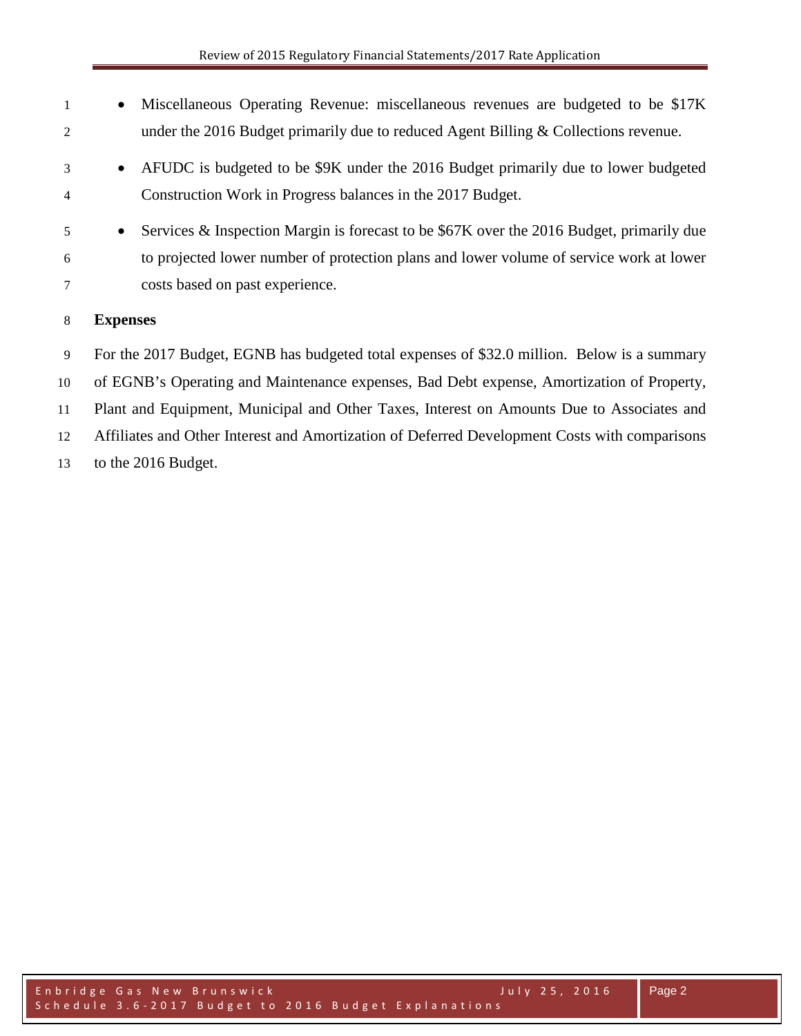- Miscellaneous Operating Revenue: miscellaneous revenues are budgeted to be $17K under the 2016 Budget primarily due to reduced Agent Billing & Collections revenue.
- AFUDC is budgeted to be $9K under the 2016 Budget primarily due to lower budgeted Construction Work in Progress balances in the 2017 Budget.
- Services & Inspection Margin is forecast to be $67K over the 2016 Budget, primarily due to projected lower number of protection plans and lower volume of service work at lower costs based on past experience.

**Expenses**

For the 2017 Budget, EGNB has budgeted total expenses of $32.0 million. Below is a summary of EGNB's Operating and Maintenance expenses, Bad Debt expense, Amortization of Property, Plant and Equipment, Municipal and Other Taxes, Interest on Amounts Due to Associates and Affiliates and Other Interest and Amortization of Deferred Development Costs with comparisons to the 2016 Budget.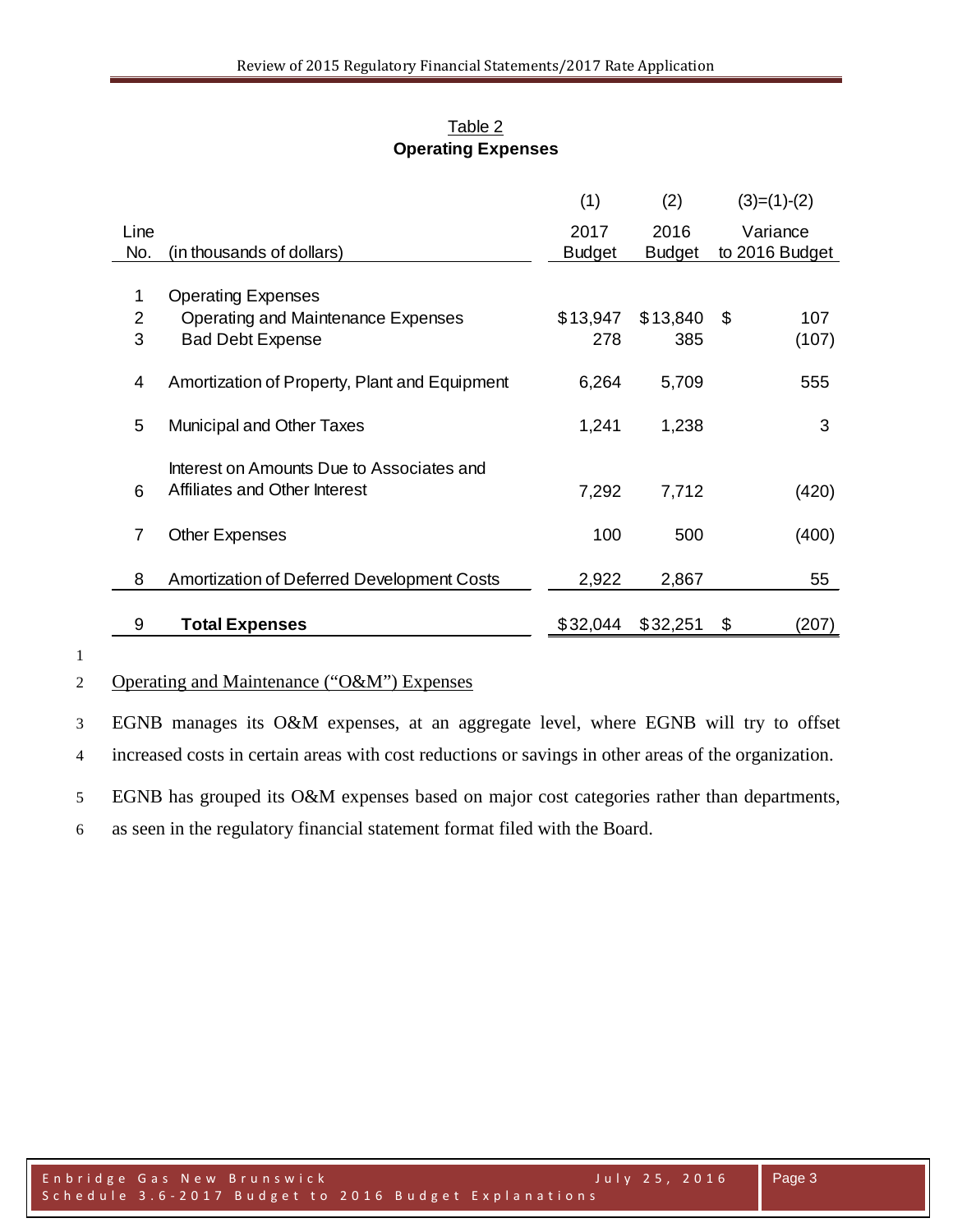<u>Table 2</u>
**Operating Expenses**

| Line No. | (in thousands of dollars) | (1) 2017 Budget | (2) 2016 Budget | (3)=(1)-(2) Variance to 2016 Budget |
|---|---|---|---|---|
| 1 | Operating Expenses | | | |
| 2 | Operating and Maintenance Expenses | $13,947 | $13,840 | $ 107 |
| 3 | Bad Debt Expense | 278 | 385 | (107) |
| 4 | Amortization of Property, Plant and Equipment | 6,264 | 5,709 | 555 |
| 5 | Municipal and Other Taxes | 1,241 | 1,238 | 3 |
| 6 | Interest on Amounts Due to Associates and Affiliates and Other Interest | 7,292 | 7,712 | (420) |
| 7 | Other Expenses | 100 | 500 | (400) |
| 8 | Amortization of Deferred Development Costs | 2,922 | 2,867 | 55 |
| 9 | **Total Expenses** | $32,044 | $32,251 | $ (207) |

<u>Operating and Maintenance ("O&M") Expenses</u>

EGNB manages its O&M expenses, at an aggregate level, where EGNB will try to offset increased costs in certain areas with cost reductions or savings in other areas of the organization.

EGNB has grouped its O&M expenses based on major cost categories rather than departments, as seen in the regulatory financial statement format filed with the Board.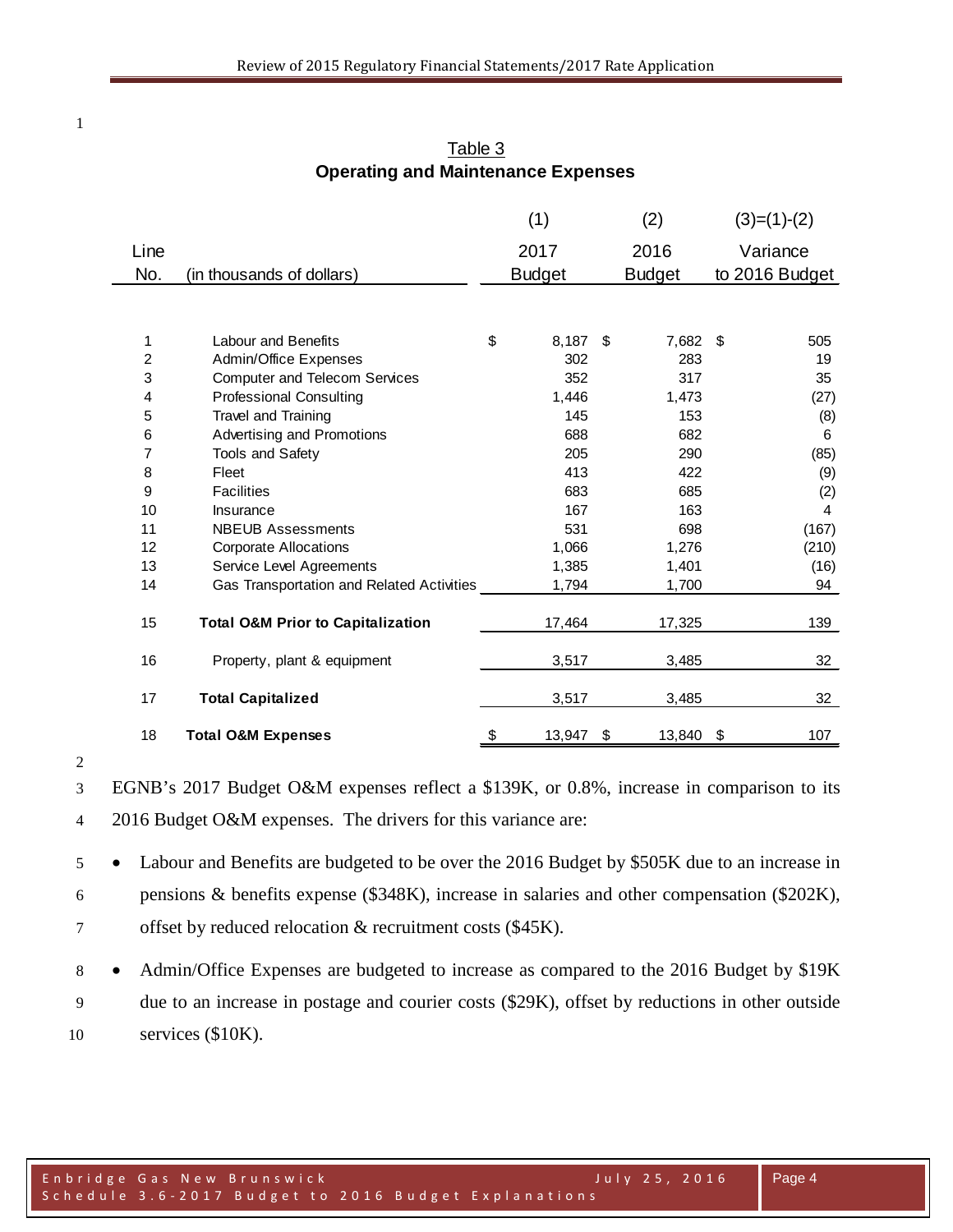Table 3

**Operating and Maintenance Expenses**

| Line No. | (in thousands of dollars) | (1) 2017 Budget | (2) 2016 Budget | (3)=(1)-(2) Variance to 2016 Budget |
|---|---|---|---|---|
| 1 | Labour and Benefits | $ 8,187 | $ 7,682 | $ 505 |
| 2 | Admin/Office Expenses | 302 | 283 | 19 |
| 3 | Computer and Telecom Services | 352 | 317 | 35 |
| 4 | Professional Consulting | 1,446 | 1,473 | (27) |
| 5 | Travel and Training | 145 | 153 | (8) |
| 6 | Advertising and Promotions | 688 | 682 | 6 |
| 7 | Tools and Safety | 205 | 290 | (85) |
| 8 | Fleet | 413 | 422 | (9) |
| 9 | Facilities | 683 | 685 | (2) |
| 10 | Insurance | 167 | 163 | 4 |
| 11 | NBEUB Assessments | 531 | 698 | (167) |
| 12 | Corporate Allocations | 1,066 | 1,276 | (210) |
| 13 | Service Level Agreements | 1,385 | 1,401 | (16) |
| 14 | Gas Transportation and Related Activities | 1,794 | 1,700 | 94 |
| 15 | **Total O&M Prior to Capitalization** | 17,464 | 17,325 | 139 |
| 16 | Property, plant & equipment | 3,517 | 3,485 | 32 |
| 17 | **Total Capitalized** | 3,517 | 3,485 | 32 |
| 18 | **Total O&M Expenses** | $ 13,947 | $ 13,840 | $ 107 |

EGNB's 2017 Budget O&M expenses reflect a $139K, or 0.8%, increase in comparison to its 2016 Budget O&M expenses. The drivers for this variance are:

- Labour and Benefits are budgeted to be over the 2016 Budget by $505K due to an increase in pensions & benefits expense ($348K), increase in salaries and other compensation ($202K), offset by reduced relocation & recruitment costs ($45K).
- Admin/Office Expenses are budgeted to increase as compared to the 2016 Budget by $19K due to an increase in postage and courier costs ($29K), offset by reductions in other outside services ($10K).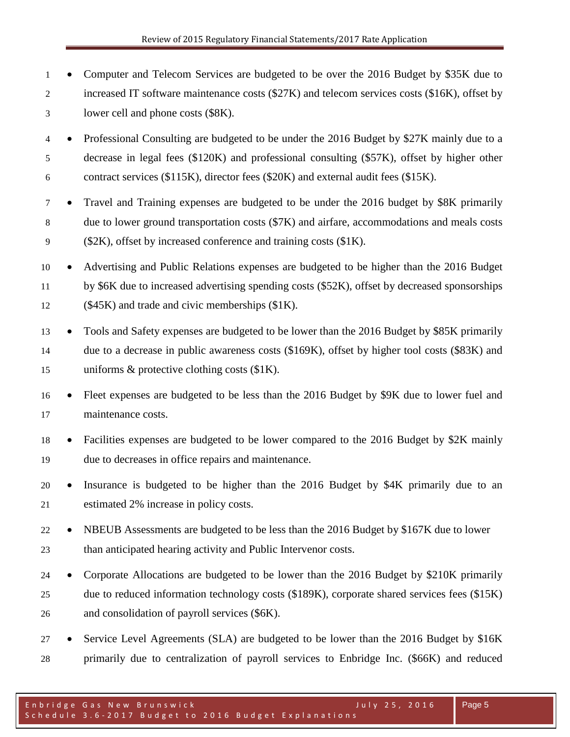- Computer and Telecom Services are budgeted to be over the 2016 Budget by $35K due to increased IT software maintenance costs ($27K) and telecom services costs ($16K), offset by lower cell and phone costs ($8K).
- Professional Consulting are budgeted to be under the 2016 Budget by $27K mainly due to a decrease in legal fees ($120K) and professional consulting ($57K), offset by higher other contract services ($115K), director fees ($20K) and external audit fees ($15K).
- Travel and Training expenses are budgeted to be under the 2016 budget by $8K primarily due to lower ground transportation costs ($7K) and airfare, accommodations and meals costs ($2K), offset by increased conference and training costs ($1K).
- Advertising and Public Relations expenses are budgeted to be higher than the 2016 Budget by $6K due to increased advertising spending costs ($52K), offset by decreased sponsorships ($45K) and trade and civic memberships ($1K).
- Tools and Safety expenses are budgeted to be lower than the 2016 Budget by $85K primarily due to a decrease in public awareness costs ($169K), offset by higher tool costs ($83K) and uniforms & protective clothing costs ($1K).
- Fleet expenses are budgeted to be less than the 2016 Budget by $9K due to lower fuel and maintenance costs.
- Facilities expenses are budgeted to be lower compared to the 2016 Budget by $2K mainly due to decreases in office repairs and maintenance.
- Insurance is budgeted to be higher than the 2016 Budget by $4K primarily due to an estimated 2% increase in policy costs.
- NBEUB Assessments are budgeted to be less than the 2016 Budget by $167K due to lower than anticipated hearing activity and Public Intervenor costs.
- Corporate Allocations are budgeted to be lower than the 2016 Budget by $210K primarily due to reduced information technology costs ($189K), corporate shared services fees ($15K) and consolidation of payroll services ($6K).
- Service Level Agreements (SLA) are budgeted to be lower than the 2016 Budget by $16K primarily due to centralization of payroll services to Enbridge Inc. ($66K) and reduced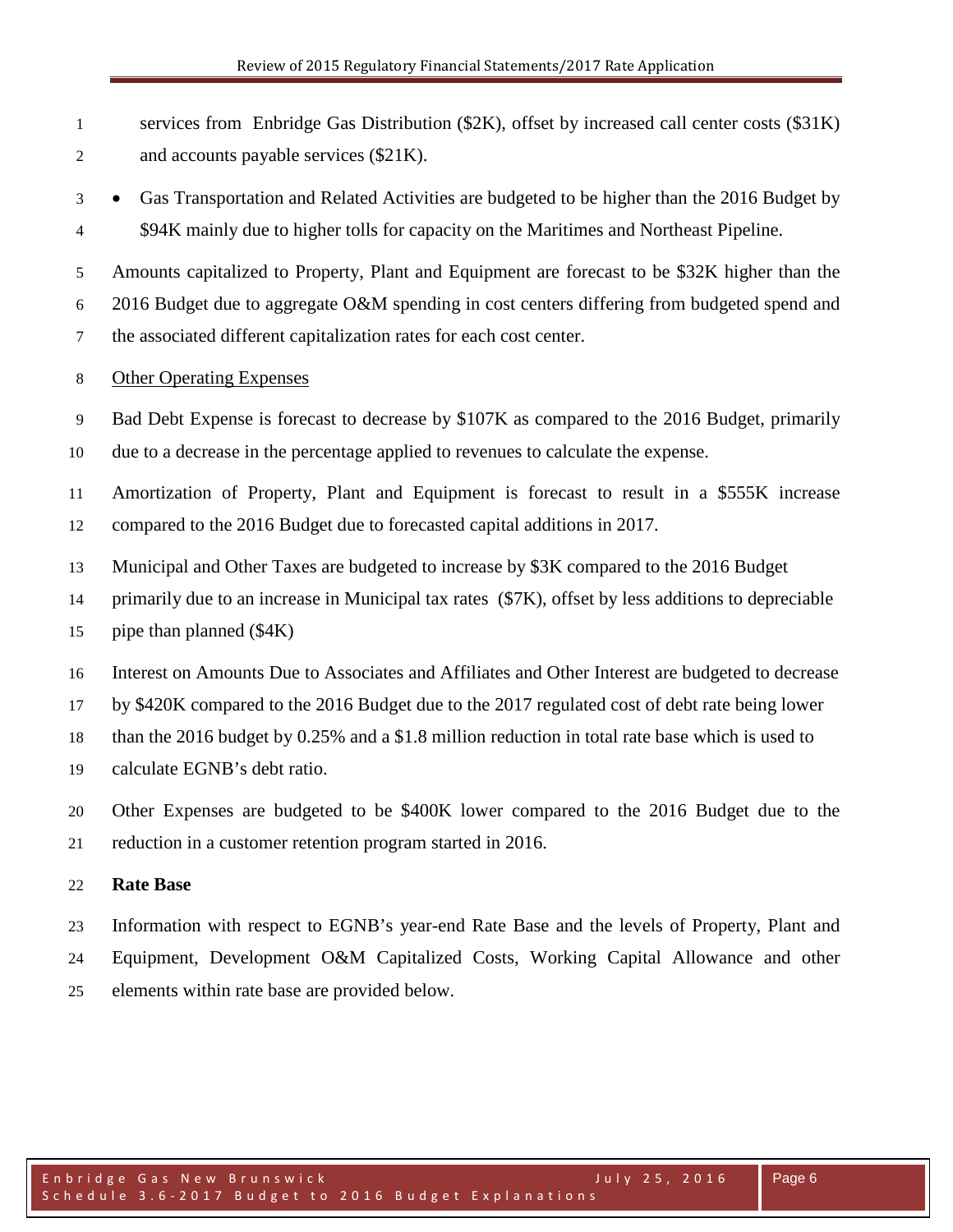services from Enbridge Gas Distribution ($2K), offset by increased call center costs ($31K) and accounts payable services ($21K).

- Gas Transportation and Related Activities are budgeted to be higher than the 2016 Budget by $94K mainly due to higher tolls for capacity on the Maritimes and Northeast Pipeline.

Amounts capitalized to Property, Plant and Equipment are forecast to be $32K higher than the 2016 Budget due to aggregate O&M spending in cost centers differing from budgeted spend and the associated different capitalization rates for each cost center.

Other Operating Expenses

Bad Debt Expense is forecast to decrease by $107K as compared to the 2016 Budget, primarily due to a decrease in the percentage applied to revenues to calculate the expense.

Amortization of Property, Plant and Equipment is forecast to result in a $555K increase compared to the 2016 Budget due to forecasted capital additions in 2017.

Municipal and Other Taxes are budgeted to increase by $3K compared to the 2016 Budget primarily due to an increase in Municipal tax rates ($7K), offset by less additions to depreciable pipe than planned ($4K)

Interest on Amounts Due to Associates and Affiliates and Other Interest are budgeted to decrease by $420K compared to the 2016 Budget due to the 2017 regulated cost of debt rate being lower than the 2016 budget by 0.25% and a $1.8 million reduction in total rate base which is used to calculate EGNB's debt ratio.

Other Expenses are budgeted to be $400K lower compared to the 2016 Budget due to the reduction in a customer retention program started in 2016.

**Rate Base**

Information with respect to EGNB's year-end Rate Base and the levels of Property, Plant and Equipment, Development O&M Capitalized Costs, Working Capital Allowance and other elements within rate base are provided below.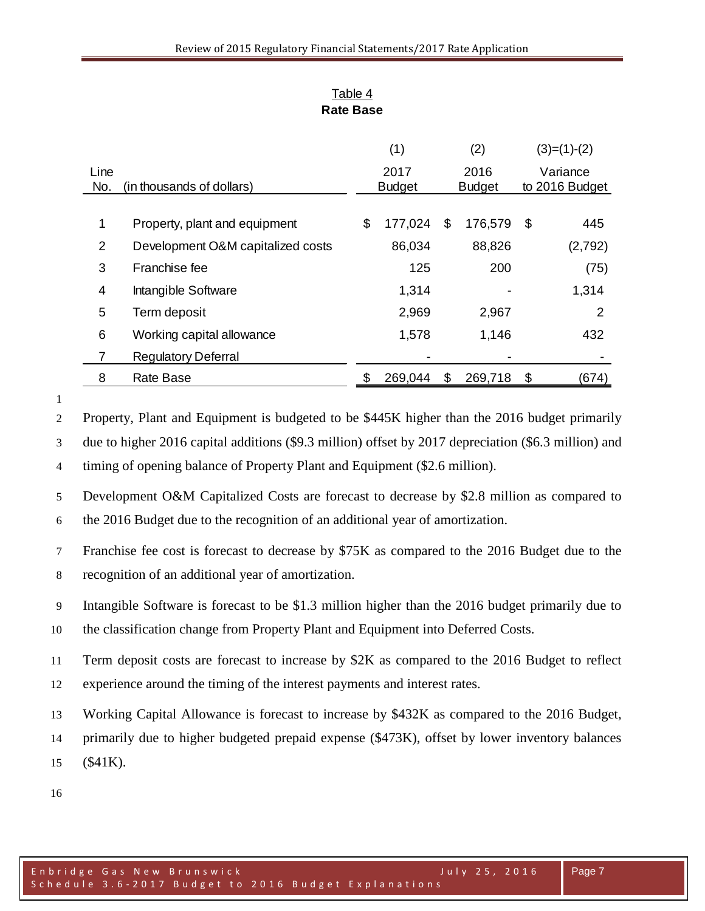Table 4
**Rate Base**

| Line No. | (in thousands of dollars) | (1) 2017 Budget | (2) 2016 Budget | (3)=(1)-(2) Variance to 2016 Budget |
|---|---|---|---|---|
| 1 | Property, plant and equipment | $ 177,024 | $ 176,579 | $ 445 |
| 2 | Development O&M capitalized costs | 86,034 | 88,826 | (2,792) |
| 3 | Franchise fee | 125 | 200 | (75) |
| 4 | Intangible Software | 1,314 | - | 1,314 |
| 5 | Term deposit | 2,969 | 2,967 | 2 |
| 6 | Working capital allowance | 1,578 | 1,146 | 432 |
| 7 | Regulatory Deferral | - | - | - |
| 8 | Rate Base | $ 269,044 | $ 269,718 | $ (674) |

Property, Plant and Equipment is budgeted to be $445K higher than the 2016 budget primarily due to higher 2016 capital additions ($9.3 million) offset by 2017 depreciation ($6.3 million) and timing of opening balance of Property Plant and Equipment ($2.6 million).

Development O&M Capitalized Costs are forecast to decrease by $2.8 million as compared to the 2016 Budget due to the recognition of an additional year of amortization.

Franchise fee cost is forecast to decrease by $75K as compared to the 2016 Budget due to the recognition of an additional year of amortization.

Intangible Software is forecast to be $1.3 million higher than the 2016 budget primarily due to the classification change from Property Plant and Equipment into Deferred Costs.

Term deposit costs are forecast to increase by $2K as compared to the 2016 Budget to reflect experience around the timing of the interest payments and interest rates.

Working Capital Allowance is forecast to increase by $432K as compared to the 2016 Budget, primarily due to higher budgeted prepaid expense ($473K), offset by lower inventory balances ($41K).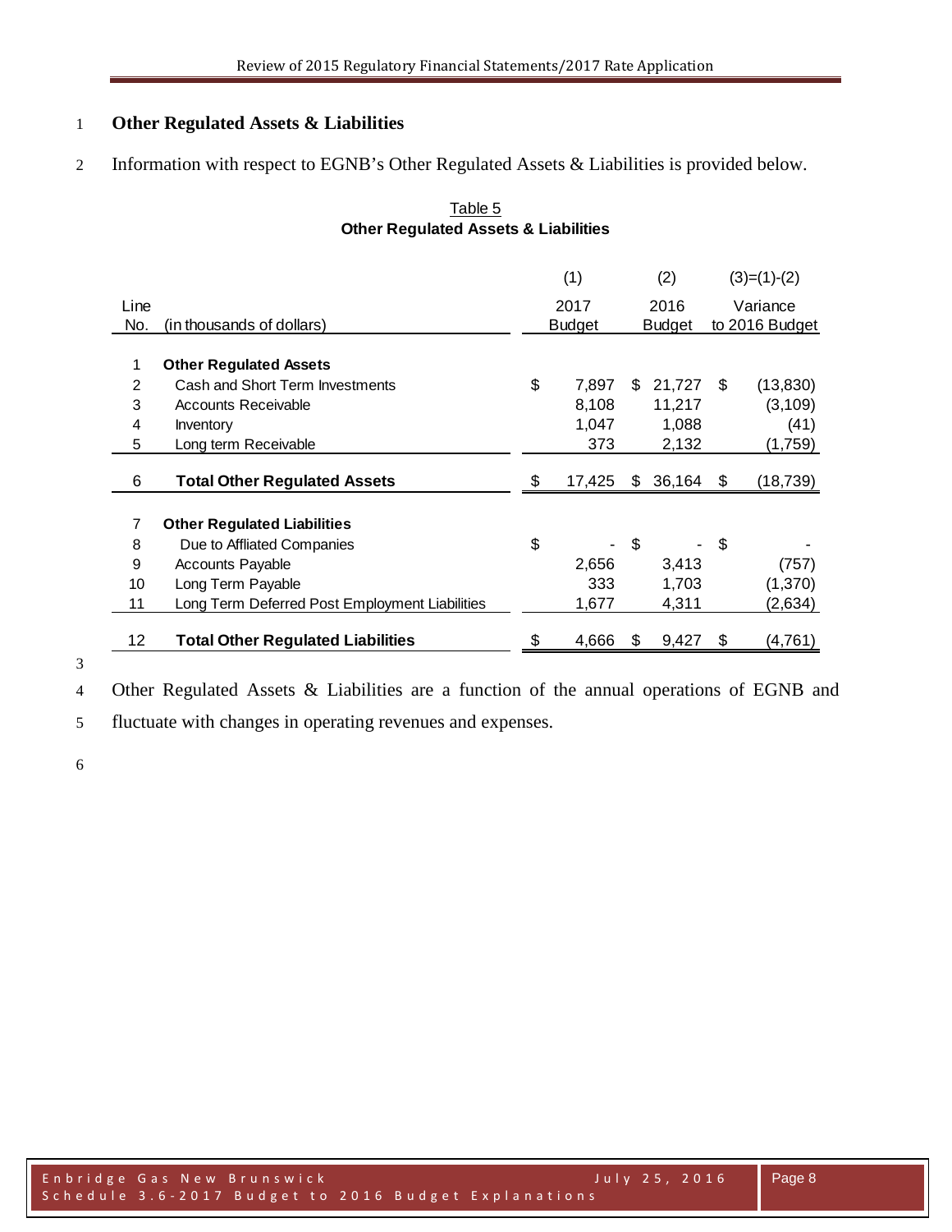## Other Regulated Assets & Liabilities

Information with respect to EGNB's Other Regulated Assets & Liabilities is provided below.

Table 5
**Other Regulated Assets & Liabilities**

| Line No. | (in thousands of dollars) | (1) 2017 Budget | (2) 2016 Budget | (3)=(1)-(2) Variance to 2016 Budget |
|---|---|---|---|---|
| 1 | **Other Regulated Assets** | | | |
| 2 | Cash and Short Term Investments | $ 7,897 | $ 21,727 | $ (13,830) |
| 3 | Accounts Receivable | 8,108 | 11,217 | (3,109) |
| 4 | Inventory | 1,047 | 1,088 | (41) |
| 5 | Long term Receivable | 373 | 2,132 | (1,759) |
| 6 | **Total Other Regulated Assets** | $ 17,425 | $ 36,164 | $ (18,739) |
| 7 | **Other Regulated Liabilities** | | | |
| 8 | Due to Affliated Companies | $ - | $ - | $ - |
| 9 | Accounts Payable | 2,656 | 3,413 | (757) |
| 10 | Long Term Payable | 333 | 1,703 | (1,370) |
| 11 | Long Term Deferred Post Employment Liabilities | 1,677 | 4,311 | (2,634) |
| 12 | **Total Other Regulated Liabilities** | $ 4,666 | $ 9,427 | $ (4,761) |

Other Regulated Assets & Liabilities are a function of the annual operations of EGNB and fluctuate with changes in operating revenues and expenses.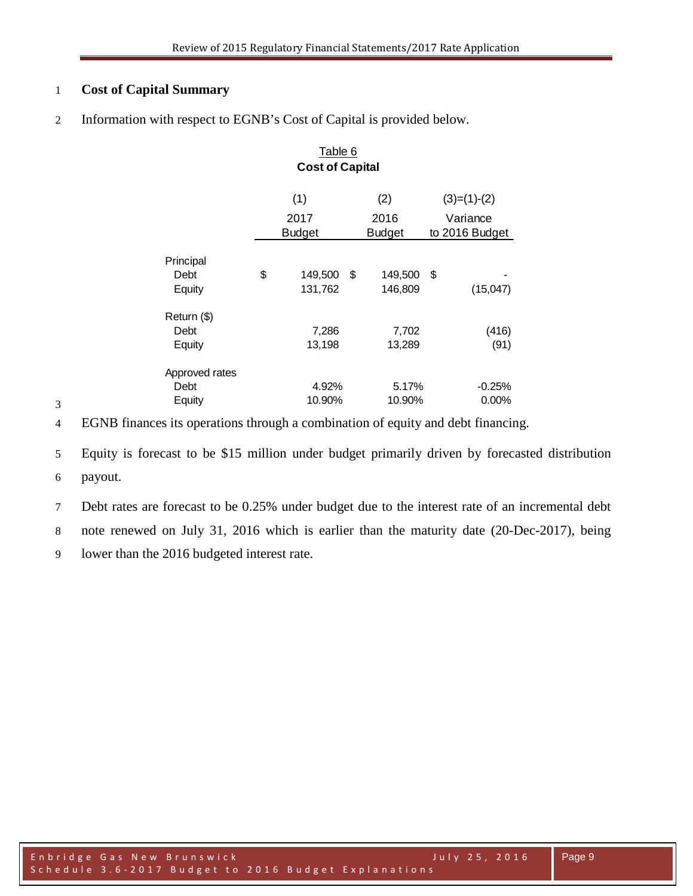## Cost of Capital Summary

Information with respect to EGNB's Cost of Capital is provided below.

Table 6
**Cost of Capital**

| | (1) 2017 Budget | (2) 2016 Budget | (3)=(1)-(2) Variance to 2016 Budget |
|---|---|---|---|
| Principal | | | |
| Debt | $ 149,500 | $ 149,500 | $ - |
| Equity | 131,762 | 146,809 | (15,047) |
| Return ($) | | | |
| Debt | 7,286 | 7,702 | (416) |
| Equity | 13,198 | 13,289 | (91) |
| Approved rates | | | |
| Debt | 4.92% | 5.17% | -0.25% |
| Equity | 10.90% | 10.90% | 0.00% |

EGNB finances its operations through a combination of equity and debt financing.

Equity is forecast to be $15 million under budget primarily driven by forecasted distribution payout.

Debt rates are forecast to be 0.25% under budget due to the interest rate of an incremental debt note renewed on July 31, 2016 which is earlier than the maturity date (20-Dec-2017), being lower than the 2016 budgeted interest rate.